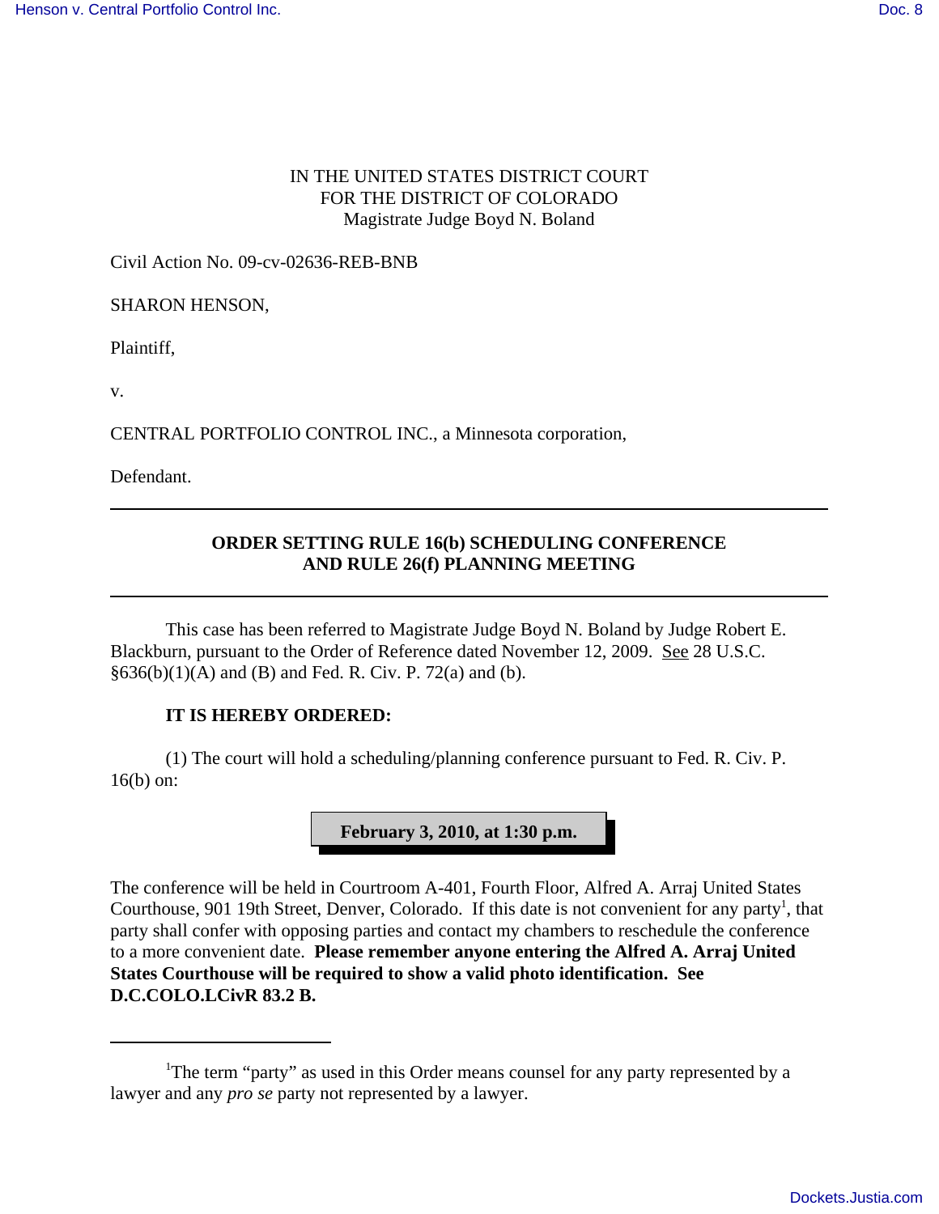IN THE UNITED STATES DISTRICT COURT
FOR THE DISTRICT OF COLORADO
Magistrate Judge Boyd N. Boland

Civil Action No. 09-cv-02636-REB-BNB

SHARON HENSON,

Plaintiff,

v.

CENTRAL PORTFOLIO CONTROL INC., a Minnesota corporation,

Defendant.

---

**ORDER SETTING RULE 16(b) SCHEDULING CONFERENCE AND RULE 26(f) PLANNING MEETING**

---

This case has been referred to Magistrate Judge Boyd N. Boland by Judge Robert E. Blackburn, pursuant to the Order of Reference dated November 12, 2009. See 28 U.S.C. §636(b)(1)(A) and (B) and Fed. R. Civ. P. 72(a) and (b).

**IT IS HEREBY ORDERED:**

(1) The court will hold a scheduling/planning conference pursuant to Fed. R. Civ. P. 16(b) on:

**February 3, 2010, at 1:30 p.m.**

The conference will be held in Courtroom A-401, Fourth Floor, Alfred A. Arraj United States Courthouse, 901 19th Street, Denver, Colorado. If this date is not convenient for any party[1], that party shall confer with opposing parties and contact my chambers to reschedule the conference to a more convenient date. **Please remember anyone entering the Alfred A. Arraj United States Courthouse will be required to show a valid photo identification. See D.C.COLO.LCivR 83.2 B.**

---

[1]The term "party" as used in this Order means counsel for any party represented by a lawyer and any *pro se* party not represented by a lawyer.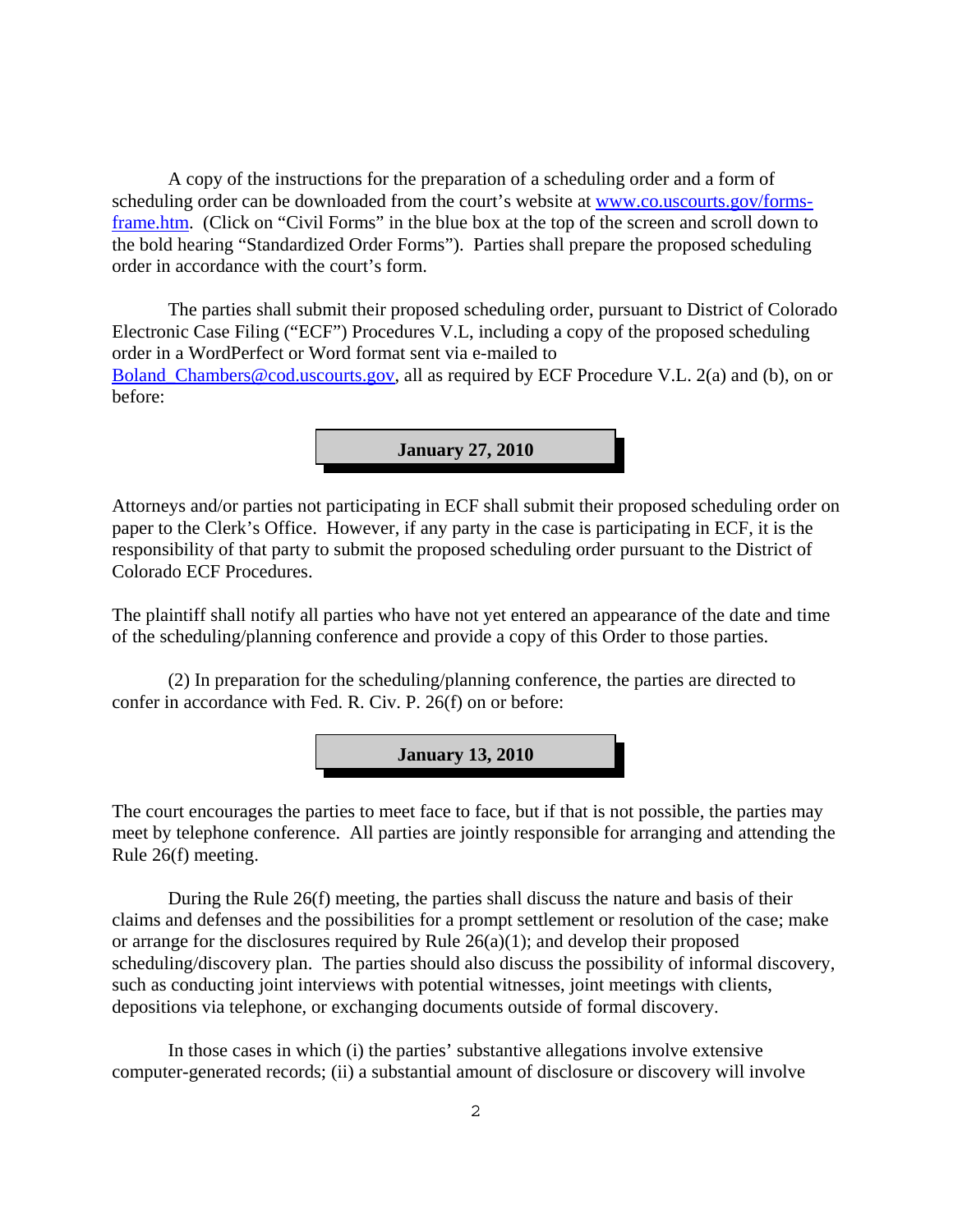A copy of the instructions for the preparation of a scheduling order and a form of scheduling order can be downloaded from the court's website at [www.co.uscourts.gov/forms-frame.htm](www.co.uscourts.gov/forms-frame.htm). (Click on "Civil Forms" in the blue box at the top of the screen and scroll down to the bold hearing "Standardized Order Forms"). Parties shall prepare the proposed scheduling order in accordance with the court's form.

The parties shall submit their proposed scheduling order, pursuant to District of Colorado Electronic Case Filing ("ECF") Procedures V.L, including a copy of the proposed scheduling order in a WordPerfect or Word format sent via e-mailed to [Boland_Chambers@cod.uscourts.gov](mailto:Boland_Chambers@cod.uscourts.gov), all as required by ECF Procedure V.L. 2(a) and (b), on or before:

**January 27, 2010**

Attorneys and/or parties not participating in ECF shall submit their proposed scheduling order on paper to the Clerk's Office. However, if any party in the case is participating in ECF, it is the responsibility of that party to submit the proposed scheduling order pursuant to the District of Colorado ECF Procedures.

The plaintiff shall notify all parties who have not yet entered an appearance of the date and time of the scheduling/planning conference and provide a copy of this Order to those parties.

(2) In preparation for the scheduling/planning conference, the parties are directed to confer in accordance with Fed. R. Civ. P. 26(f) on or before:

**January 13, 2010**

The court encourages the parties to meet face to face, but if that is not possible, the parties may meet by telephone conference. All parties are jointly responsible for arranging and attending the Rule 26(f) meeting.

During the Rule 26(f) meeting, the parties shall discuss the nature and basis of their claims and defenses and the possibilities for a prompt settlement or resolution of the case; make or arrange for the disclosures required by Rule 26(a)(1); and develop their proposed scheduling/discovery plan. The parties should also discuss the possibility of informal discovery, such as conducting joint interviews with potential witnesses, joint meetings with clients, depositions via telephone, or exchanging documents outside of formal discovery.

In those cases in which (i) the parties' substantive allegations involve extensive computer-generated records; (ii) a substantial amount of disclosure or discovery will involve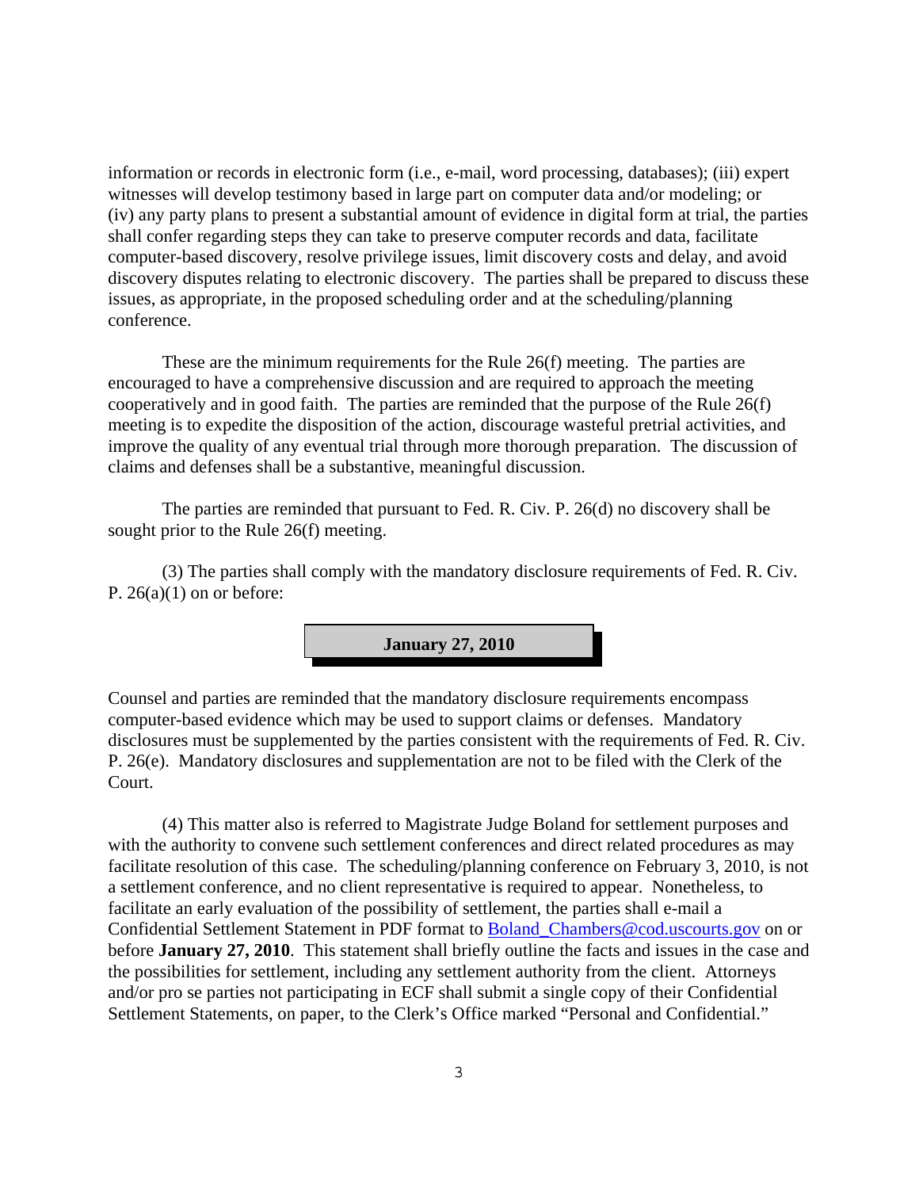information or records in electronic form (i.e., e-mail, word processing, databases); (iii) expert witnesses will develop testimony based in large part on computer data and/or modeling; or (iv) any party plans to present a substantial amount of evidence in digital form at trial, the parties shall confer regarding steps they can take to preserve computer records and data, facilitate computer-based discovery, resolve privilege issues, limit discovery costs and delay, and avoid discovery disputes relating to electronic discovery. The parties shall be prepared to discuss these issues, as appropriate, in the proposed scheduling order and at the scheduling/planning conference.

These are the minimum requirements for the Rule 26(f) meeting. The parties are encouraged to have a comprehensive discussion and are required to approach the meeting cooperatively and in good faith. The parties are reminded that the purpose of the Rule 26(f) meeting is to expedite the disposition of the action, discourage wasteful pretrial activities, and improve the quality of any eventual trial through more thorough preparation. The discussion of claims and defenses shall be a substantive, meaningful discussion.

The parties are reminded that pursuant to Fed. R. Civ. P. 26(d) no discovery shall be sought prior to the Rule 26(f) meeting.

(3) The parties shall comply with the mandatory disclosure requirements of Fed. R. Civ. P. 26(a)(1) on or before:

**January 27, 2010**

Counsel and parties are reminded that the mandatory disclosure requirements encompass computer-based evidence which may be used to support claims or defenses. Mandatory disclosures must be supplemented by the parties consistent with the requirements of Fed. R. Civ. P. 26(e). Mandatory disclosures and supplementation are not to be filed with the Clerk of the Court.

(4) This matter also is referred to Magistrate Judge Boland for settlement purposes and with the authority to convene such settlement conferences and direct related procedures as may facilitate resolution of this case. The scheduling/planning conference on February 3, 2010, is not a settlement conference, and no client representative is required to appear. Nonetheless, to facilitate an early evaluation of the possibility of settlement, the parties shall e-mail a Confidential Settlement Statement in PDF format to Boland_Chambers@cod.uscourts.gov on or before **January 27, 2010**. This statement shall briefly outline the facts and issues in the case and the possibilities for settlement, including any settlement authority from the client. Attorneys and/or pro se parties not participating in ECF shall submit a single copy of their Confidential Settlement Statements, on paper, to the Clerk's Office marked "Personal and Confidential."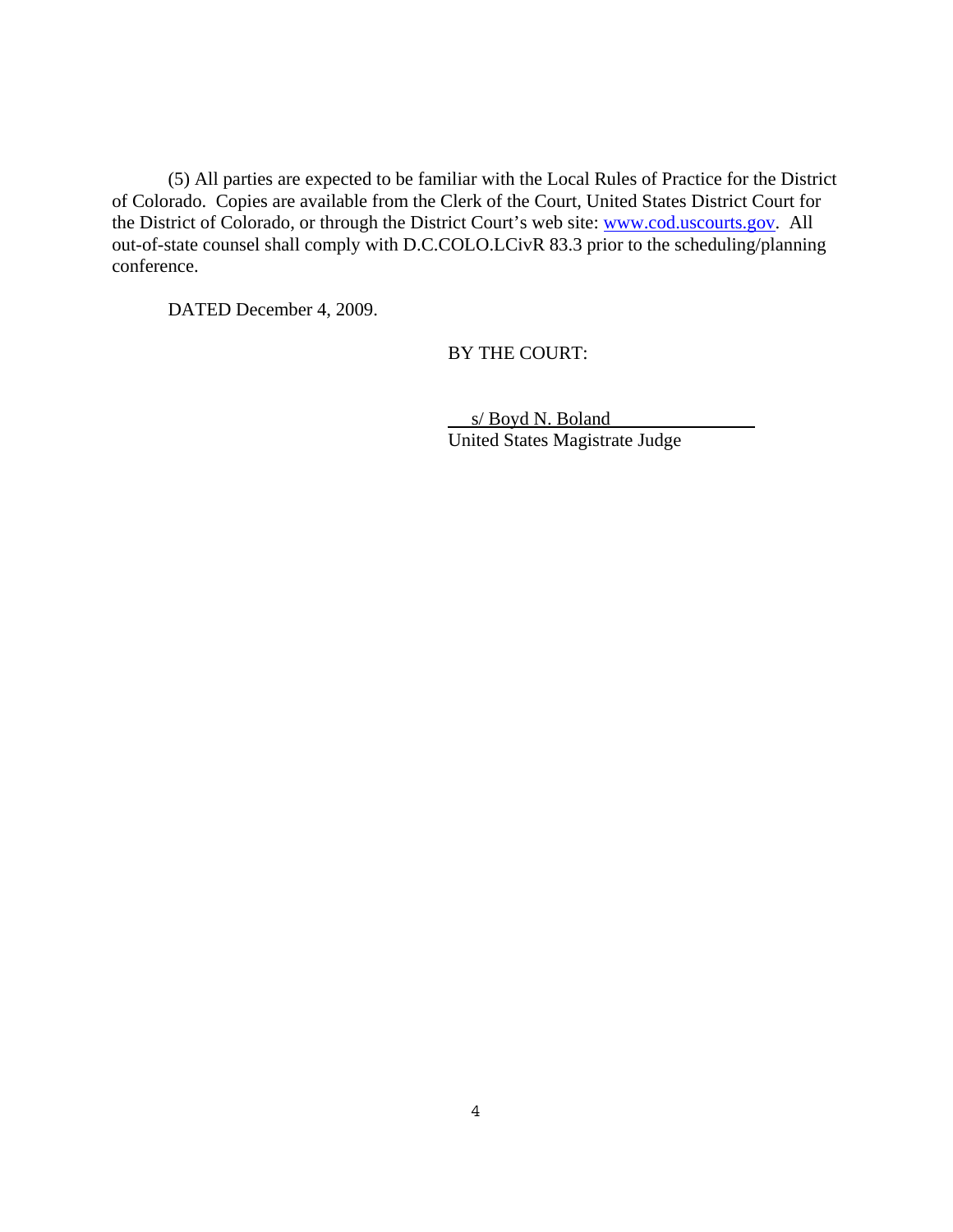(5) All parties are expected to be familiar with the Local Rules of Practice for the District of Colorado. Copies are available from the Clerk of the Court, United States District Court for the District of Colorado, or through the District Court's web site: www.cod.uscourts.gov. All out-of-state counsel shall comply with D.C.COLO.LCivR 83.3 prior to the scheduling/planning conference.

DATED December 4, 2009.

BY THE COURT:

s/ Boyd N. Boland
United States Magistrate Judge